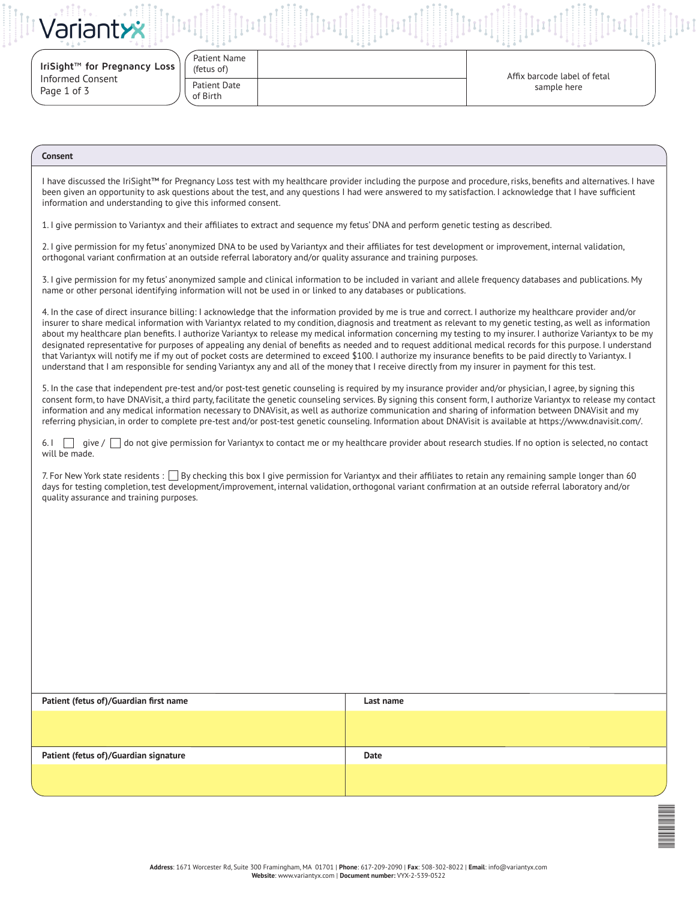**IriSight™ for Pregnancy Loss**
Informed Consent

| Patient Name (fetus of) | | Affix barcode label of fetal sample here |
|---|---|---|
| Patient Date of Birth | | |

## Consent

I have discussed the IriSight™ for Pregnancy Loss test with my healthcare provider including the purpose and procedure, risks, benefits and alternatives. I have been given an opportunity to ask questions about the test, and any questions I had were answered to my satisfaction. I acknowledge that I have sufficient information and understanding to give this informed consent.

1. I give permission to Variantyx and their affiliates to extract and sequence my fetus' DNA and perform genetic testing as described.

2. I give permission for my fetus' anonymized DNA to be used by Variantyx and their affiliates for test development or improvement, internal validation, orthogonal variant confirmation at an outside referral laboratory and/or quality assurance and training purposes.

3. I give permission for my fetus' anonymized sample and clinical information to be included in variant and allele frequency databases and publications. My name or other personal identifying information will not be used in or linked to any databases or publications.

4. In the case of direct insurance billing: I acknowledge that the information provided by me is true and correct. I authorize my healthcare provider and/or insurer to share medical information with Variantyx related to my condition, diagnosis and treatment as relevant to my genetic testing, as well as information about my healthcare plan benefits. I authorize Variantyx to release my medical information concerning my testing to my insurer. I authorize Variantyx to be my designated representative for purposes of appealing any denial of benefits as needed and to request additional medical records for this purpose. I understand that Variantyx will notify me if my out of pocket costs are determined to exceed $100. I authorize my insurance benefits to be paid directly to Variantyx. I understand that I am responsible for sending Variantyx any and all of the money that I receive directly from my insurer in payment for this test.

5. In the case that independent pre-test and/or post-test genetic counseling is required by my insurance provider and/or physician, I agree, by signing this consent form, to have DNAVisit, a third party, facilitate the genetic counseling services. By signing this consent form, I authorize Variantyx to release my contact information and any medical information necessary to DNAVisit, as well as authorize communication and sharing of information between DNAVisit and my referring physician, in order to complete pre-test and/or post-test genetic counseling. Information about DNAVisit is available at https://www.dnavisit.com/.

6. I ☐ give / ☐ do not give permission for Variantyx to contact me or my healthcare provider about research studies. If no option is selected, no contact will be made.

7. For New York state residents : ☐ By checking this box I give permission for Variantyx and their affiliates to retain any remaining sample longer than 60 days for testing completion, test development/improvement, internal validation, orthogonal variant confirmation at an outside referral laboratory and/or quality assurance and training purposes.

| Patient (fetus of)/Guardian first name | Last name |
|---|---|
| | |
| **Patient (fetus of)/Guardian signature** | **Date** |
| | |

**Address**: 1671 Worcester Rd, Suite 300 Framingham, MA 01701 | **Phone**: 617-209-2090 | **Fax**: 508-302-8022 | **Email**: info@variantyx.com
**Website**: www.variantyx.com | **Document number:** VYX-2-539-0522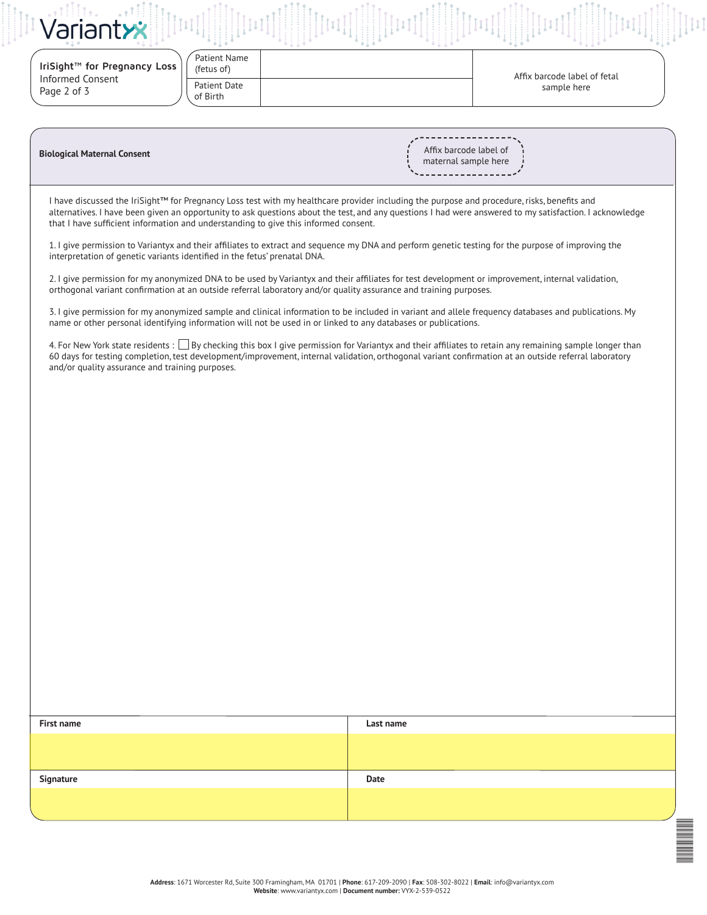Variantyx

| **IriSight™ for Pregnancy Loss** Informed Consent Page 2 of 3 | Patient Name (fetus of) | | Affix barcode label of fetal sample here |
|---|---|---|---|
| | Patient Date of Birth | | |

**Biological Maternal Consent**

Affix barcode label of maternal sample here

I have discussed the IriSight™ for Pregnancy Loss test with my healthcare provider including the purpose and procedure, risks, benefits and alternatives. I have been given an opportunity to ask questions about the test, and any questions I had were answered to my satisfaction. I acknowledge that I have sufficient information and understanding to give this informed consent.

1. I give permission to Variantyx and their affiliates to extract and sequence my DNA and perform genetic testing for the purpose of improving the interpretation of genetic variants identified in the fetus' prenatal DNA.

2. I give permission for my anonymized DNA to be used by Variantyx and their affiliates for test development or improvement, internal validation, orthogonal variant confirmation at an outside referral laboratory and/or quality assurance and training purposes.

3. I give permission for my anonymized sample and clinical information to be included in variant and allele frequency databases and publications. My name or other personal identifying information will not be used in or linked to any databases or publications.

4. For New York state residents : ☐ By checking this box I give permission for Variantyx and their affiliates to retain any remaining sample longer than 60 days for testing completion, test development/improvement, internal validation, orthogonal variant confirmation at an outside referral laboratory and/or quality assurance and training purposes.

| **First name** | **Last name** |
|---|---|
| | |
| **Signature** | **Date** |
| | |

**Address**: 1671 Worcester Rd, Suite 300 Framingham, MA 01701 | **Phone**: 617-209-2090 | **Fax**: 508-302-8022 | **Email**: info@variantyx.com
**Website**: www.variantyx.com | **Document number:** VYX-2-539-0522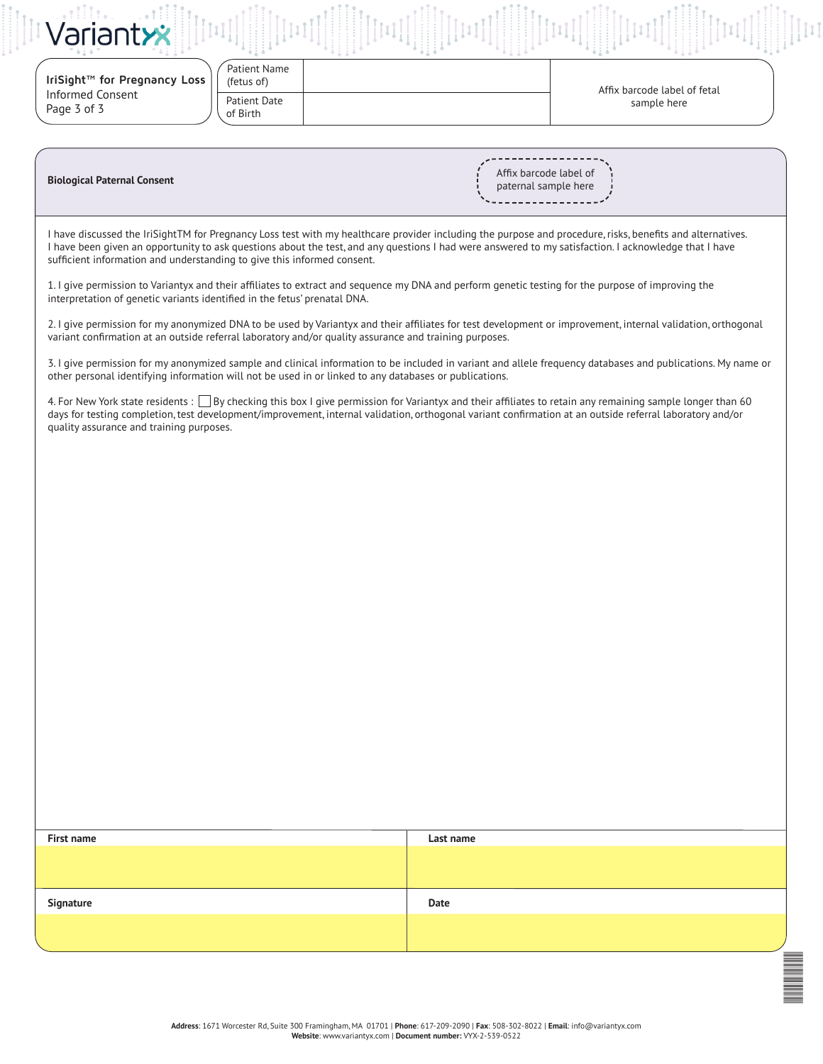**IriSight™ for Pregnancy Loss**
Informed Consent

| Patient Name (fetus of) | | Affix barcode label of fetal sample here |
|---|---|---|
| Patient Date of Birth | | |

**Biological Paternal Consent**

Affix barcode label of paternal sample here

I have discussed the IriSightTM for Pregnancy Loss test with my healthcare provider including the purpose and procedure, risks, benefits and alternatives. I have been given an opportunity to ask questions about the test, and any questions I had were answered to my satisfaction. I acknowledge that I have sufficient information and understanding to give this informed consent.

1. I give permission to Variantyx and their affiliates to extract and sequence my DNA and perform genetic testing for the purpose of improving the interpretation of genetic variants identified in the fetus' prenatal DNA.

2. I give permission for my anonymized DNA to be used by Variantyx and their affiliates for test development or improvement, internal validation, orthogonal variant confirmation at an outside referral laboratory and/or quality assurance and training purposes.

3. I give permission for my anonymized sample and clinical information to be included in variant and allele frequency databases and publications. My name or other personal identifying information will not be used in or linked to any databases or publications.

4. For New York state residents : ☐ By checking this box I give permission for Variantyx and their affiliates to retain any remaining sample longer than 60 days for testing completion, test development/improvement, internal validation, orthogonal variant confirmation at an outside referral laboratory and/or quality assurance and training purposes.

| First name | Last name |
|---|---|
| | |
| **Signature** | **Date** |
| | |

**Address**: 1671 Worcester Rd, Suite 300 Framingham, MA 01701 | **Phone**: 617-209-2090 | **Fax**: 508-302-8022 | **Email**: info@variantyx.com
**Website**: www.variantyx.com | **Document number:** VYX-2-539-0522